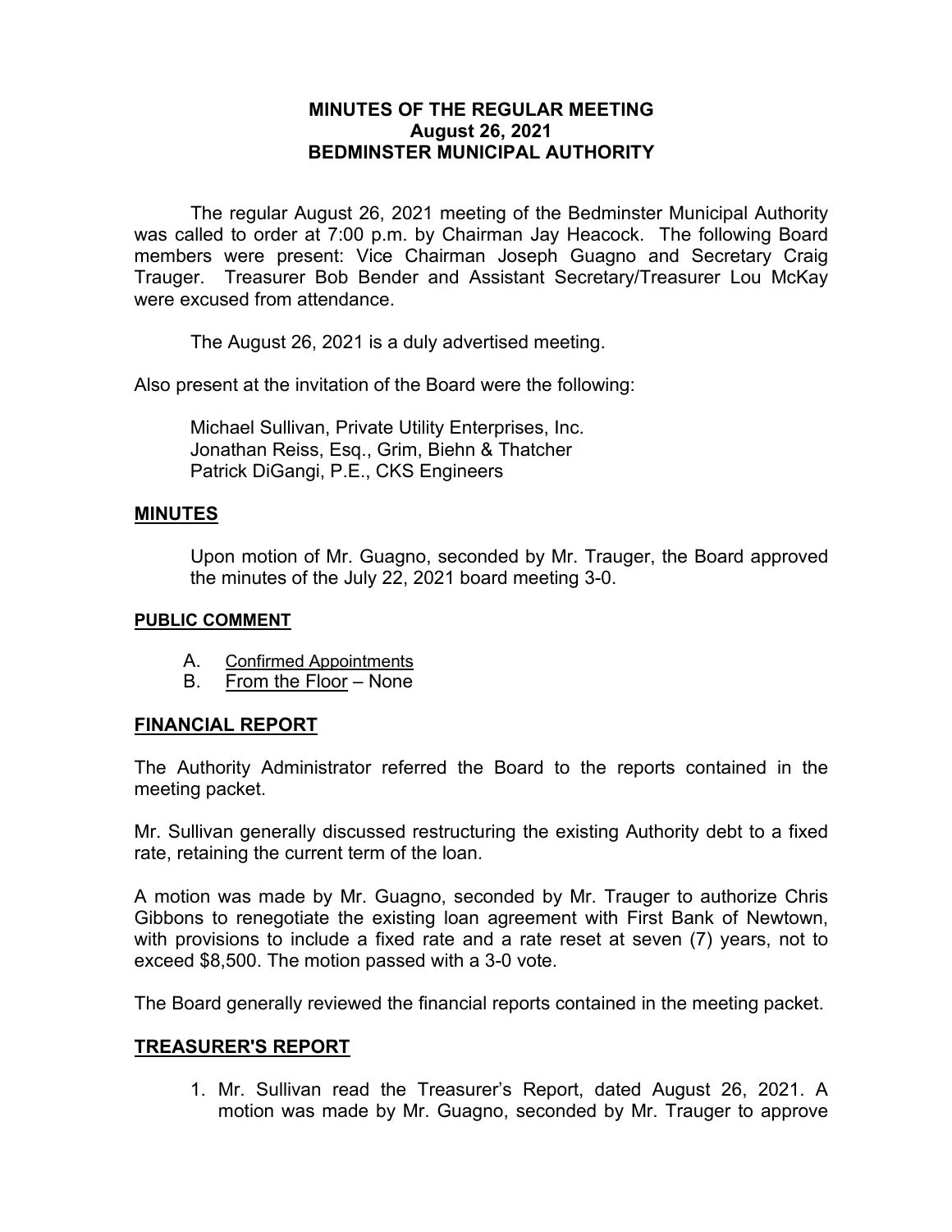# MINUTES OF THE REGULAR MEETING
## August 26, 2021
## BEDMINSTER MUNICIPAL AUTHORITY

The regular August 26, 2021 meeting of the Bedminster Municipal Authority was called to order at 7:00 p.m. by Chairman Jay Heacock. The following Board members were present: Vice Chairman Joseph Guagno and Secretary Craig Trauger. Treasurer Bob Bender and Assistant Secretary/Treasurer Lou McKay were excused from attendance.

The August 26, 2021 is a duly advertised meeting.

Also present at the invitation of the Board were the following:

Michael Sullivan, Private Utility Enterprises, Inc.
Jonathan Reiss, Esq., Grim, Biehn & Thatcher
Patrick DiGangi, P.E., CKS Engineers

## MINUTES

Upon motion of Mr. Guagno, seconded by Mr. Trauger, the Board approved the minutes of the July 22, 2021 board meeting 3-0.

## PUBLIC COMMENT

A. Confirmed Appointments
B. From the Floor – None

## FINANCIAL REPORT

The Authority Administrator referred the Board to the reports contained in the meeting packet.

Mr. Sullivan generally discussed restructuring the existing Authority debt to a fixed rate, retaining the current term of the loan.

A motion was made by Mr. Guagno, seconded by Mr. Trauger to authorize Chris Gibbons to renegotiate the existing loan agreement with First Bank of Newtown, with provisions to include a fixed rate and a rate reset at seven (7) years, not to exceed $8,500. The motion passed with a 3-0 vote.

The Board generally reviewed the financial reports contained in the meeting packet.

## TREASURER'S REPORT

1. Mr. Sullivan read the Treasurer's Report, dated August 26, 2021. A motion was made by Mr. Guagno, seconded by Mr. Trauger to approve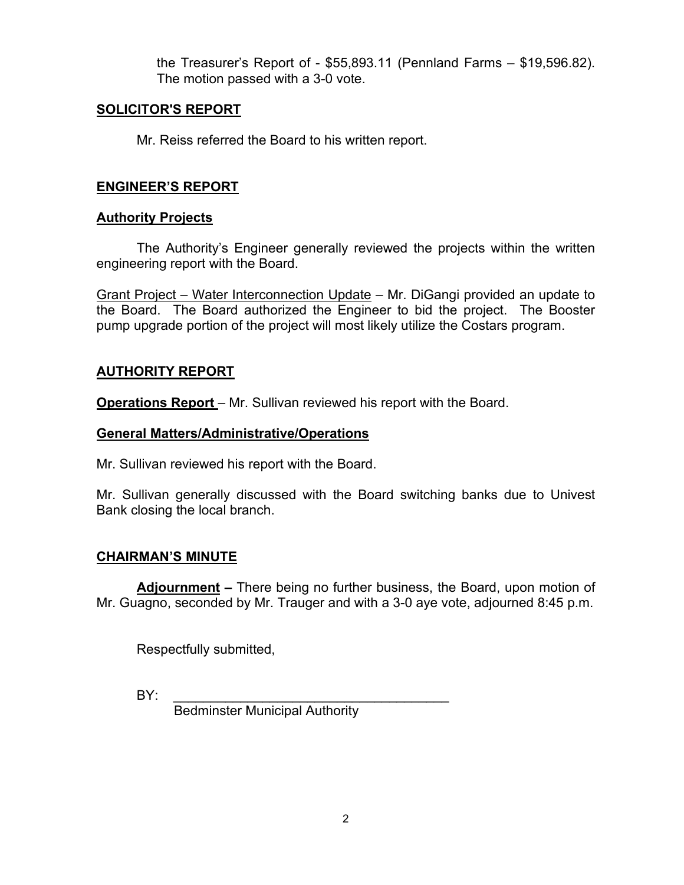the Treasurer's Report of - $55,893.11 (Pennland Farms – $19,596.82). The motion passed with a 3-0 vote.

## SOLICITOR'S REPORT

Mr. Reiss referred the Board to his written report.

## ENGINEER'S REPORT

### Authority Projects

The Authority's Engineer generally reviewed the projects within the written engineering report with the Board.

Grant Project – Water Interconnection Update – Mr. DiGangi provided an update to the Board. The Board authorized the Engineer to bid the project. The Booster pump upgrade portion of the project will most likely utilize the Costars program.

## AUTHORITY REPORT

**Operations Report** – Mr. Sullivan reviewed his report with the Board.

### General Matters/Administrative/Operations

Mr. Sullivan reviewed his report with the Board.

Mr. Sullivan generally discussed with the Board switching banks due to Univest Bank closing the local branch.

## CHAIRMAN'S MINUTE

**Adjournment –** There being no further business, the Board, upon motion of Mr. Guagno, seconded by Mr. Trauger and with a 3-0 aye vote, adjourned 8:45 p.m.

Respectfully submitted,

BY: ______________________________________

Bedminster Municipal Authority